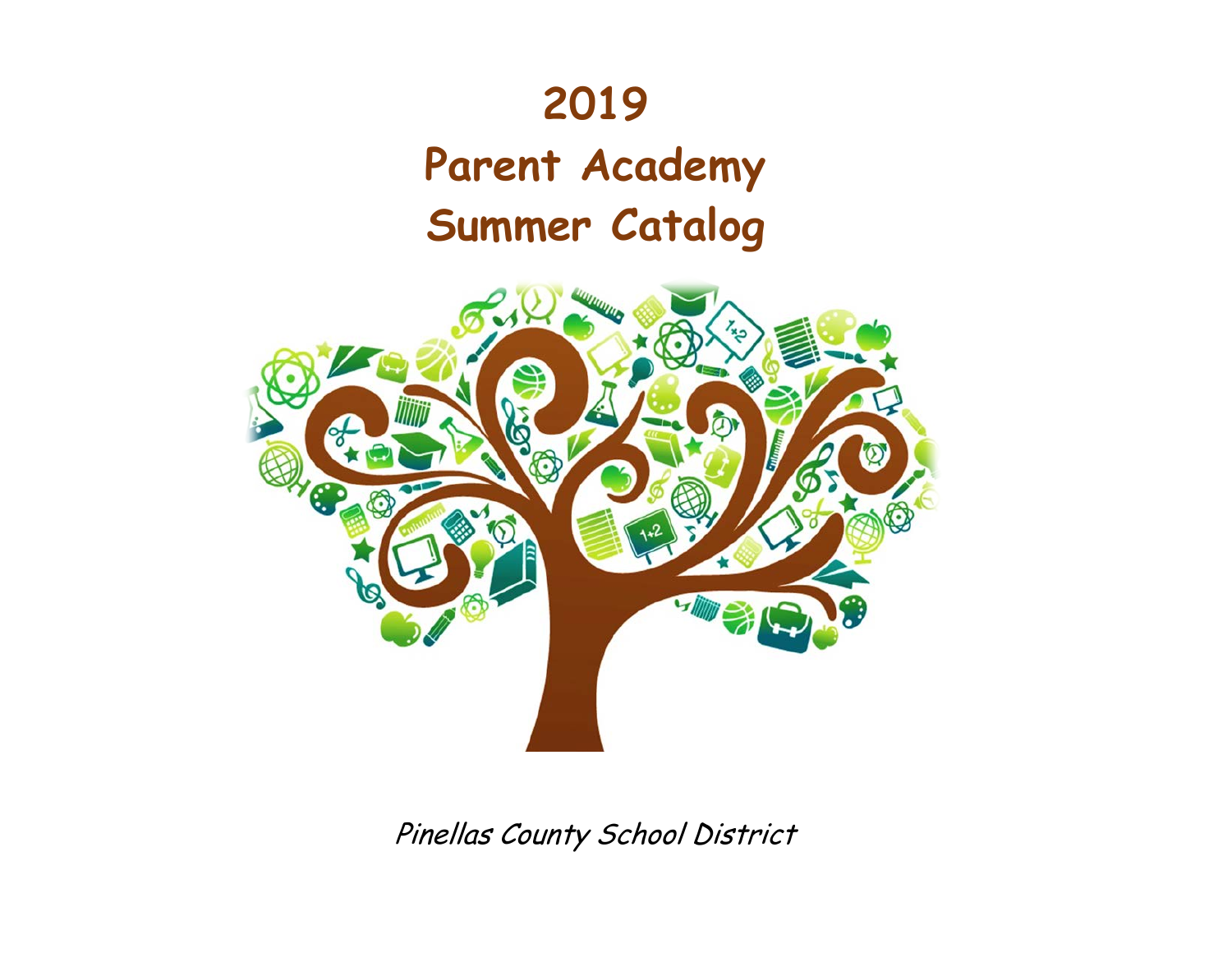# 2019
# Parent Academy
# Summer Catalog

*Pinellas County School District*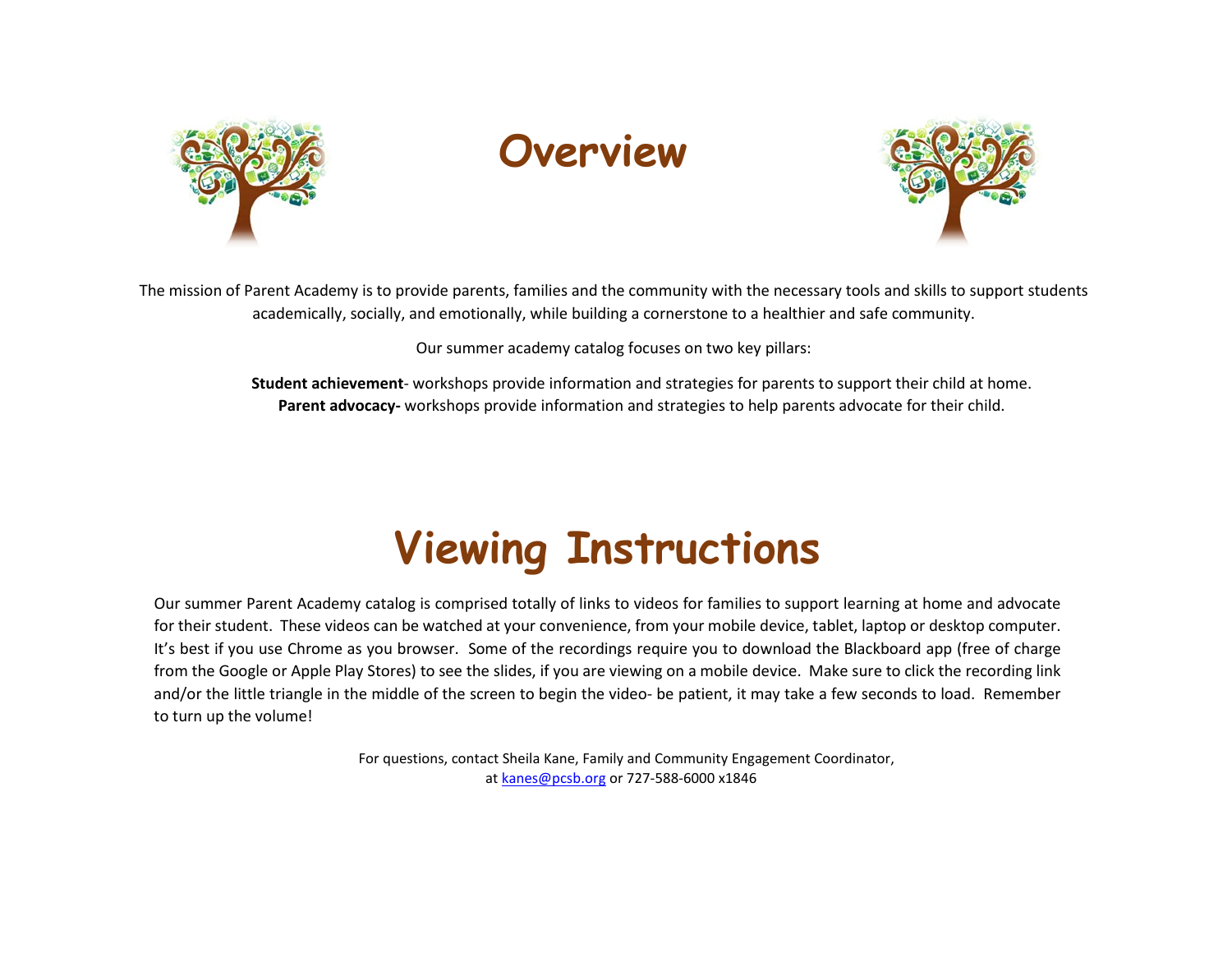# Overview

The mission of Parent Academy is to provide parents, families and the community with the necessary tools and skills to support students academically, socially, and emotionally, while building a cornerstone to a healthier and safe community.

Our summer academy catalog focuses on two key pillars:

**Student achievement**- workshops provide information and strategies for parents to support their child at home.
**Parent advocacy-** workshops provide information and strategies to help parents advocate for their child.

# Viewing Instructions

Our summer Parent Academy catalog is comprised totally of links to videos for families to support learning at home and advocate for their student. These videos can be watched at your convenience, from your mobile device, tablet, laptop or desktop computer. It's best if you use Chrome as you browser. Some of the recordings require you to download the Blackboard app (free of charge from the Google or Apple Play Stores) to see the slides, if you are viewing on a mobile device. Make sure to click the recording link and/or the little triangle in the middle of the screen to begin the video- be patient, it may take a few seconds to load. Remember to turn up the volume!

For questions, contact Sheila Kane, Family and Community Engagement Coordinator, at kanes@pcsb.org or 727-588-6000 x1846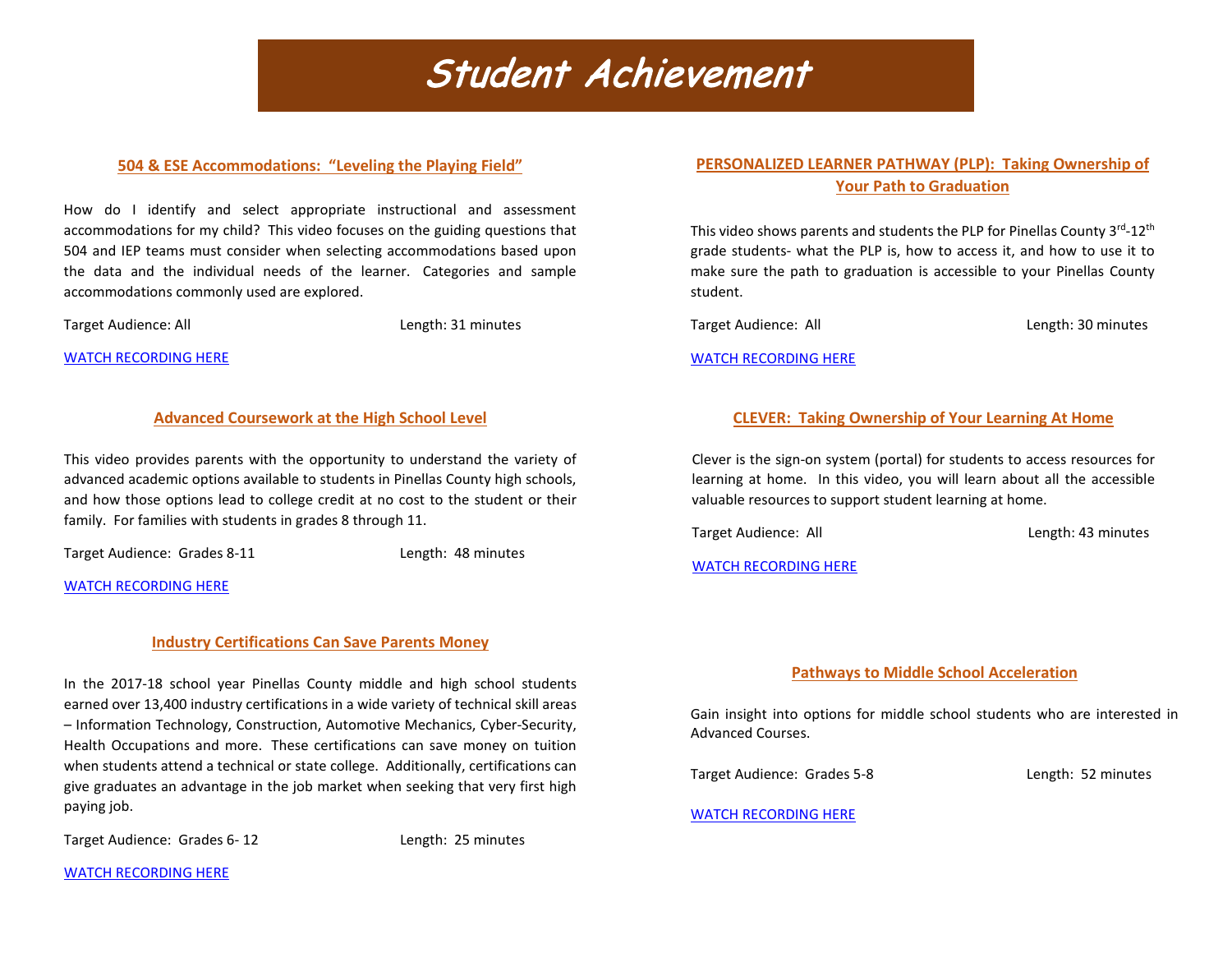# Student Achievement

## 504 & ESE Accommodations: "Leveling the Playing Field"

How do I identify and select appropriate instructional and assessment accommodations for my child? This video focuses on the guiding questions that 504 and IEP teams must consider when selecting accommodations based upon the data and the individual needs of the learner. Categories and sample accommodations commonly used are explored.

Target Audience: All | Length: 31 minutes

WATCH RECORDING HERE

## Advanced Coursework at the High School Level

This video provides parents with the opportunity to understand the variety of advanced academic options available to students in Pinellas County high schools, and how those options lead to college credit at no cost to the student or their family. For families with students in grades 8 through 11.

Target Audience: Grades 8-11 | Length: 48 minutes

WATCH RECORDING HERE

## Industry Certifications Can Save Parents Money

In the 2017-18 school year Pinellas County middle and high school students earned over 13,400 industry certifications in a wide variety of technical skill areas – Information Technology, Construction, Automotive Mechanics, Cyber-Security, Health Occupations and more. These certifications can save money on tuition when students attend a technical or state college. Additionally, certifications can give graduates an advantage in the job market when seeking that very first high paying job.

Target Audience: Grades 6- 12 | Length: 25 minutes

WATCH RECORDING HERE

## PERSONALIZED LEARNER PATHWAY (PLP): Taking Ownership of Your Path to Graduation

This video shows parents and students the PLP for Pinellas County 3rd-12th grade students- what the PLP is, how to access it, and how to use it to make sure the path to graduation is accessible to your Pinellas County student.

Target Audience: All | Length: 30 minutes

WATCH RECORDING HERE

## CLEVER: Taking Ownership of Your Learning At Home

Clever is the sign-on system (portal) for students to access resources for learning at home. In this video, you will learn about all the accessible valuable resources to support student learning at home.

Target Audience: All | Length: 43 minutes

WATCH RECORDING HERE

## Pathways to Middle School Acceleration

Gain insight into options for middle school students who are interested in Advanced Courses.

Target Audience: Grades 5-8 | Length: 52 minutes

WATCH RECORDING HERE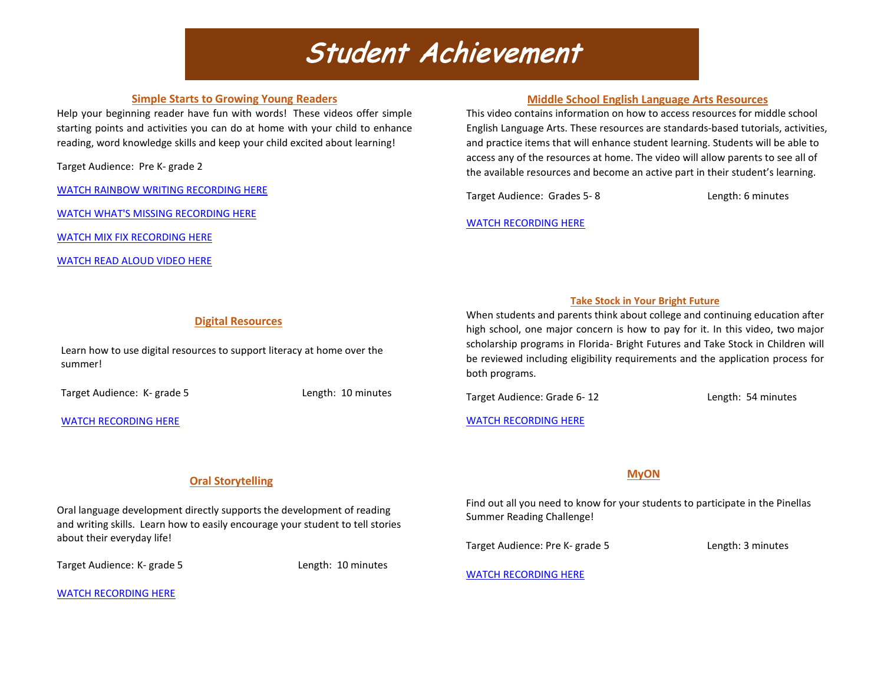# Student Achievement

## Simple Starts to Growing Young Readers

Help your beginning reader have fun with words! These videos offer simple starting points and activities you can do at home with your child to enhance reading, word knowledge skills and keep your child excited about learning!

Target Audience: Pre K- grade 2

WATCH RAINBOW WRITING RECORDING HERE

WATCH WHAT'S MISSING RECORDING HERE

WATCH MIX FIX RECORDING HERE

WATCH READ ALOUD VIDEO HERE

## Digital Resources

Learn how to use digital resources to support literacy at home over the summer!

Target Audience: K- grade 5 Length: 10 minutes

WATCH RECORDING HERE

## Oral Storytelling

Oral language development directly supports the development of reading and writing skills. Learn how to easily encourage your student to tell stories about their everyday life!

Target Audience: K- grade 5 Length: 10 minutes

WATCH RECORDING HERE

## Middle School English Language Arts Resources

This video contains information on how to access resources for middle school English Language Arts. These resources are standards-based tutorials, activities, and practice items that will enhance student learning. Students will be able to access any of the resources at home. The video will allow parents to see all of the available resources and become an active part in their student's learning.

Target Audience: Grades 5- 8 Length: 6 minutes

WATCH RECORDING HERE

## Take Stock in Your Bright Future

When students and parents think about college and continuing education after high school, one major concern is how to pay for it. In this video, two major scholarship programs in Florida- Bright Futures and Take Stock in Children will be reviewed including eligibility requirements and the application process for both programs.

Target Audience: Grade 6- 12 Length: 54 minutes

WATCH RECORDING HERE

## MyON

Find out all you need to know for your students to participate in the Pinellas Summer Reading Challenge!

Target Audience: Pre K- grade 5 Length: 3 minutes

WATCH RECORDING HERE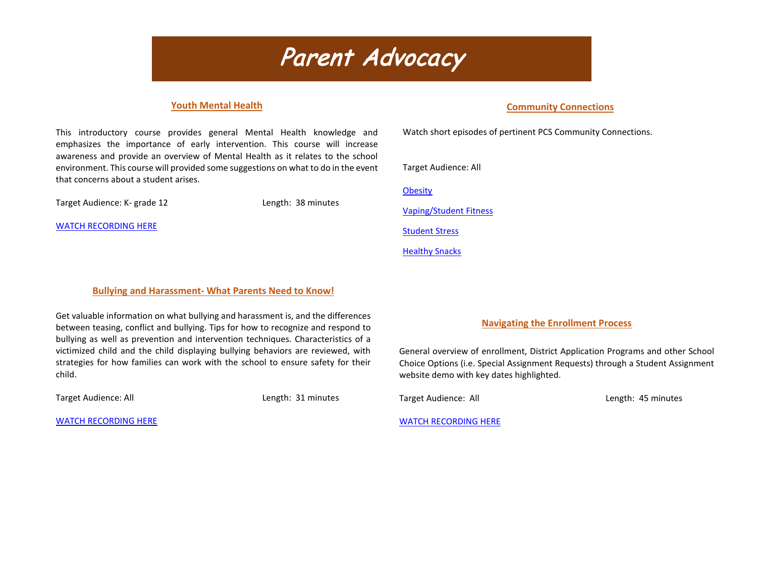# Parent Advocacy

## Youth Mental Health

This introductory course provides general Mental Health knowledge and emphasizes the importance of early intervention. This course will increase awareness and provide an overview of Mental Health as it relates to the school environment. This course will provided some suggestions on what to do in the event that concerns about a student arises.

Target Audience: K- grade 12 Length: 38 minutes

WATCH RECORDING HERE

## Bullying and Harassment- What Parents Need to Know!

Get valuable information on what bullying and harassment is, and the differences between teasing, conflict and bullying. Tips for how to recognize and respond to bullying as well as prevention and intervention techniques. Characteristics of a victimized child and the child displaying bullying behaviors are reviewed, with strategies for how families can work with the school to ensure safety for their child.

Target Audience: All Length: 31 minutes

WATCH RECORDING HERE

## Community Connections

Watch short episodes of pertinent PCS Community Connections.

Target Audience: All

Obesity

Vaping/Student Fitness

Student Stress

Healthy Snacks

## Navigating the Enrollment Process

General overview of enrollment, District Application Programs and other School Choice Options (i.e. Special Assignment Requests) through a Student Assignment website demo with key dates highlighted.

Target Audience: All Length: 45 minutes

WATCH RECORDING HERE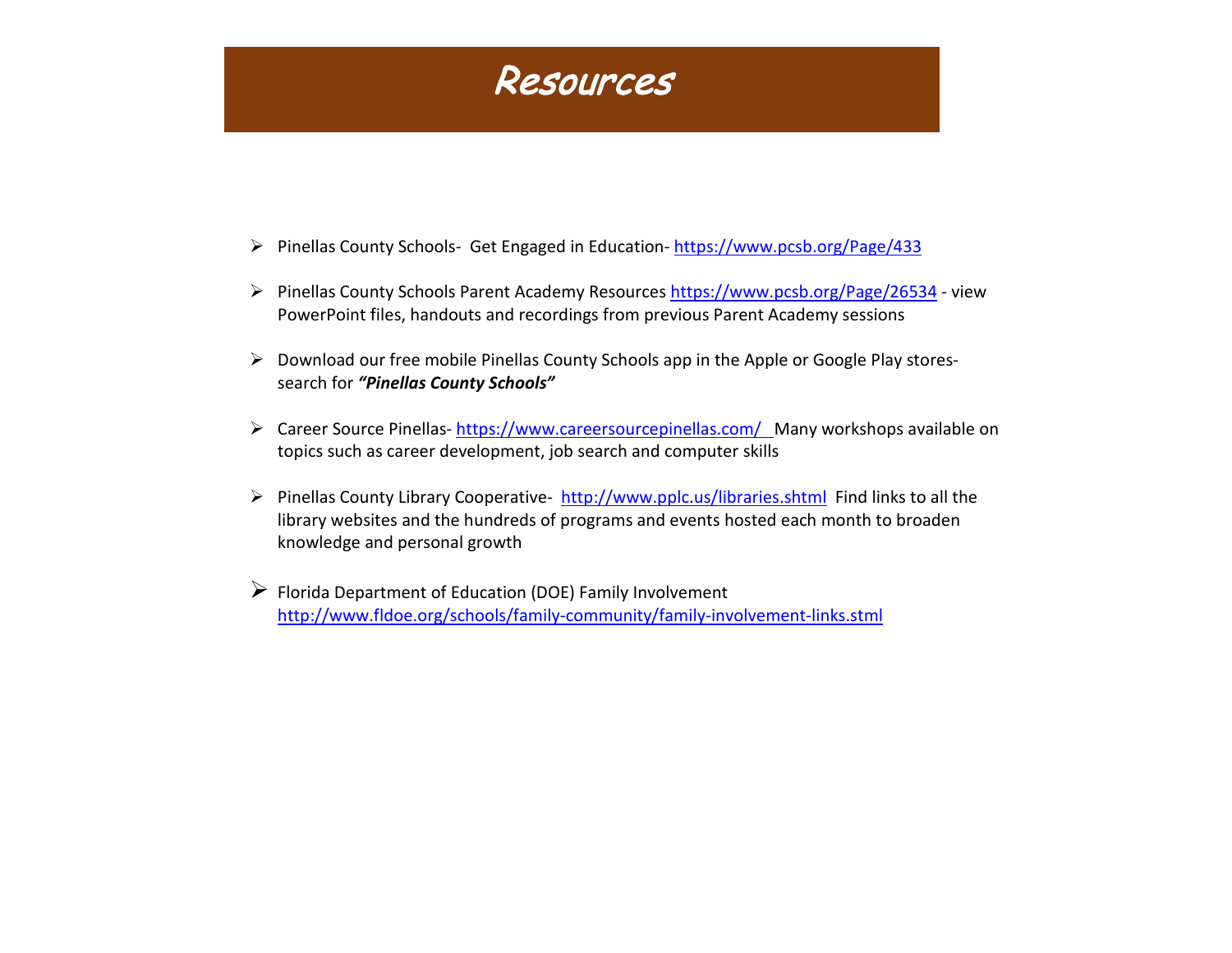# Resources

- Pinellas County Schools- Get Engaged in Education- https://www.pcsb.org/Page/433
- Pinellas County Schools Parent Academy Resources https://www.pcsb.org/Page/26534 - view PowerPoint files, handouts and recordings from previous Parent Academy sessions
- Download our free mobile Pinellas County Schools app in the Apple or Google Play stores- search for ***"Pinellas County Schools"***
- Career Source Pinellas- https://www.careersourcepinellas.com/ Many workshops available on topics such as career development, job search and computer skills
- Pinellas County Library Cooperative- http://www.pplc.us/libraries.shtml Find links to all the library websites and the hundreds of programs and events hosted each month to broaden knowledge and personal growth
- Florida Department of Education (DOE) Family Involvement http://www.fldoe.org/schools/family-community/family-involvement-links.stml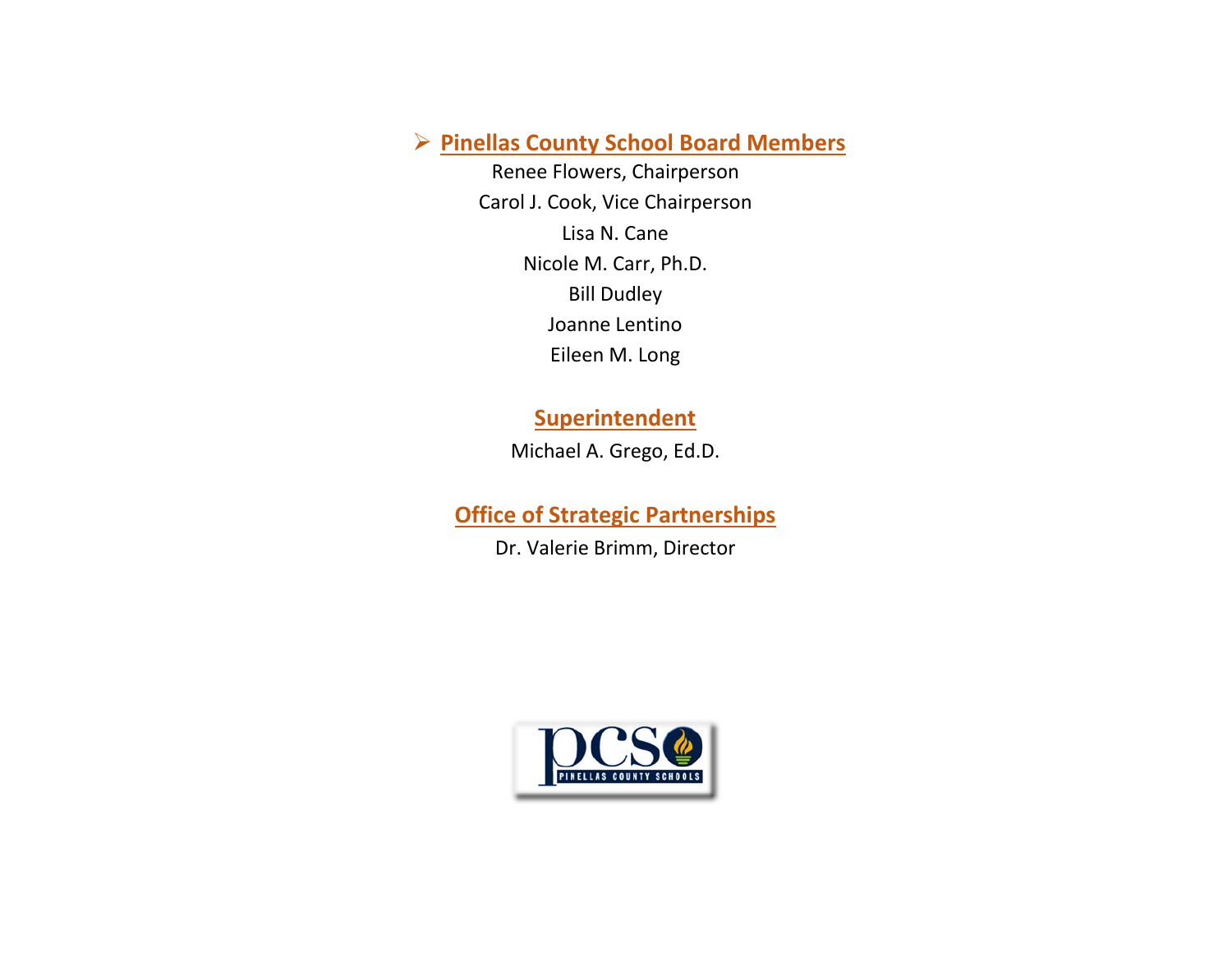## Pinellas County School Board Members

Renee Flowers, Chairperson

Carol J. Cook, Vice Chairperson

Lisa N. Cane

Nicole M. Carr, Ph.D.

Bill Dudley

Joanne Lentino

Eileen M. Long

## Superintendent

Michael A. Grego, Ed.D.

## Office of Strategic Partnerships

Dr. Valerie Brimm, Director